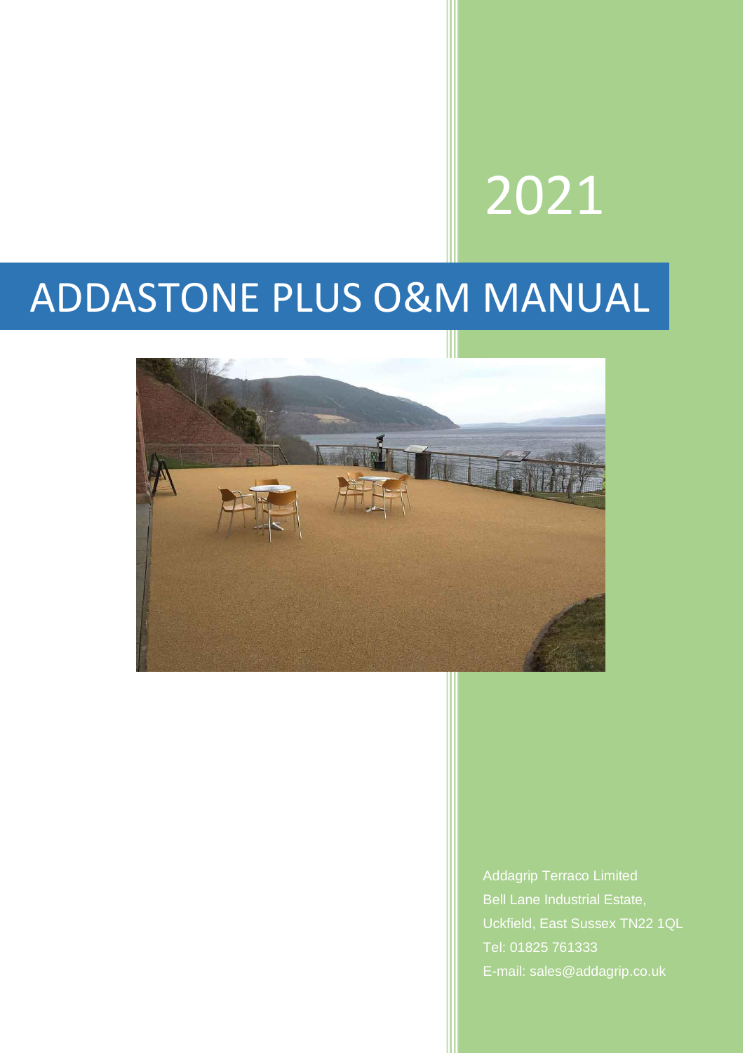2021

# ADDASTONE PLUS O&M MANUAL

Addagrip Terraco Limited
Bell Lane Industrial Estate,
Uckfield, East Sussex TN22 1QL
Tel: 01825 761333
E-mail: sales@addagrip.co.uk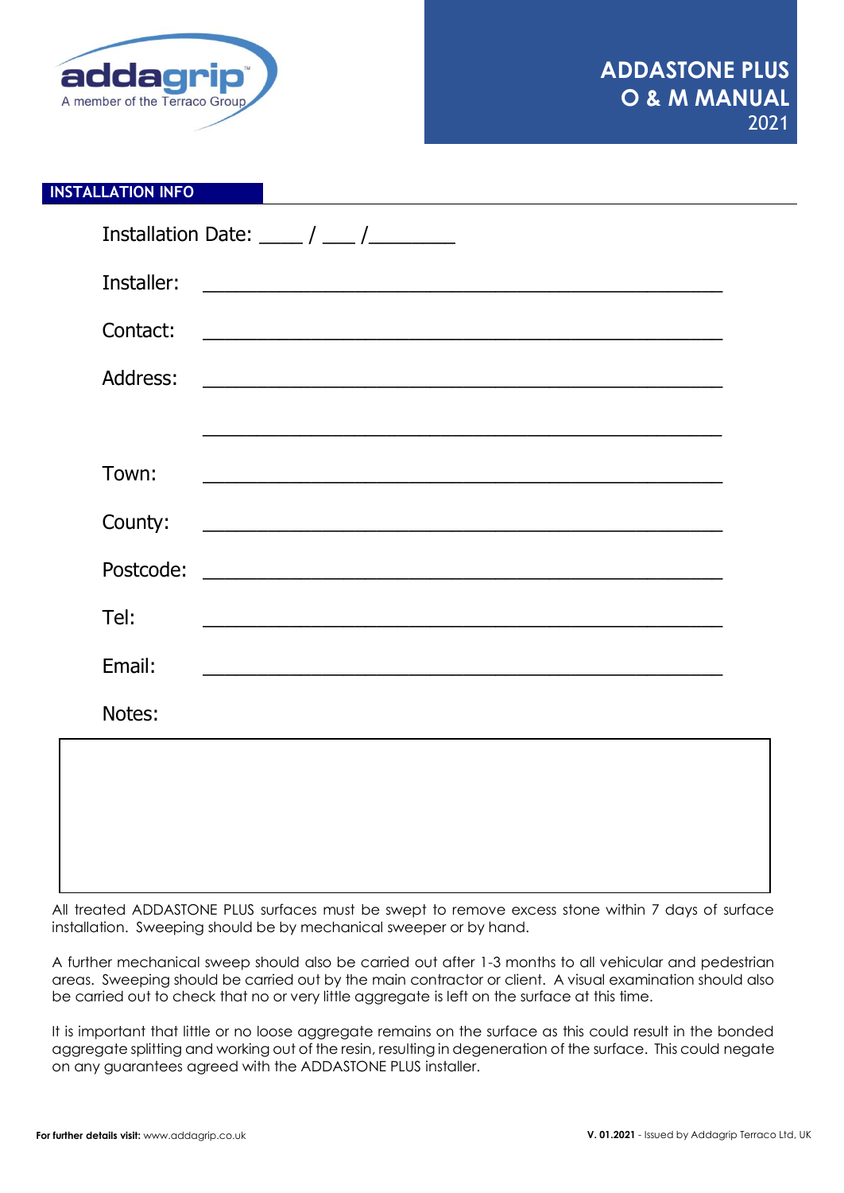addagrip
A member of the Terraco Group

# ADDASTONE PLUS O & M MANUAL
2021

## INSTALLATION INFO

Installation Date: ____ / ___ /________

Installer: ________________________________________________

Contact: ________________________________________________

Address: ________________________________________________

________________________________________________

Town: ________________________________________________

County: ________________________________________________

Postcode: ________________________________________________

Tel: ________________________________________________

Email: ________________________________________________

Notes:

| |
|---|
| |

All treated ADDASTONE PLUS surfaces must be swept to remove excess stone within 7 days of surface installation. Sweeping should be by mechanical sweeper or by hand.

A further mechanical sweep should also be carried out after 1-3 months to all vehicular and pedestrian areas. Sweeping should be carried out by the main contractor or client. A visual examination should also be carried out to check that no or very little aggregate is left on the surface at this time.

It is important that little or no loose aggregate remains on the surface as this could result in the bonded aggregate splitting and working out of the resin, resulting in degeneration of the surface. This could negate on any guarantees agreed with the ADDASTONE PLUS installer.

**For further details visit:** www.addagrip.co.uk

**V. 01.2021** - Issued by Addagrip Terraco Ltd, UK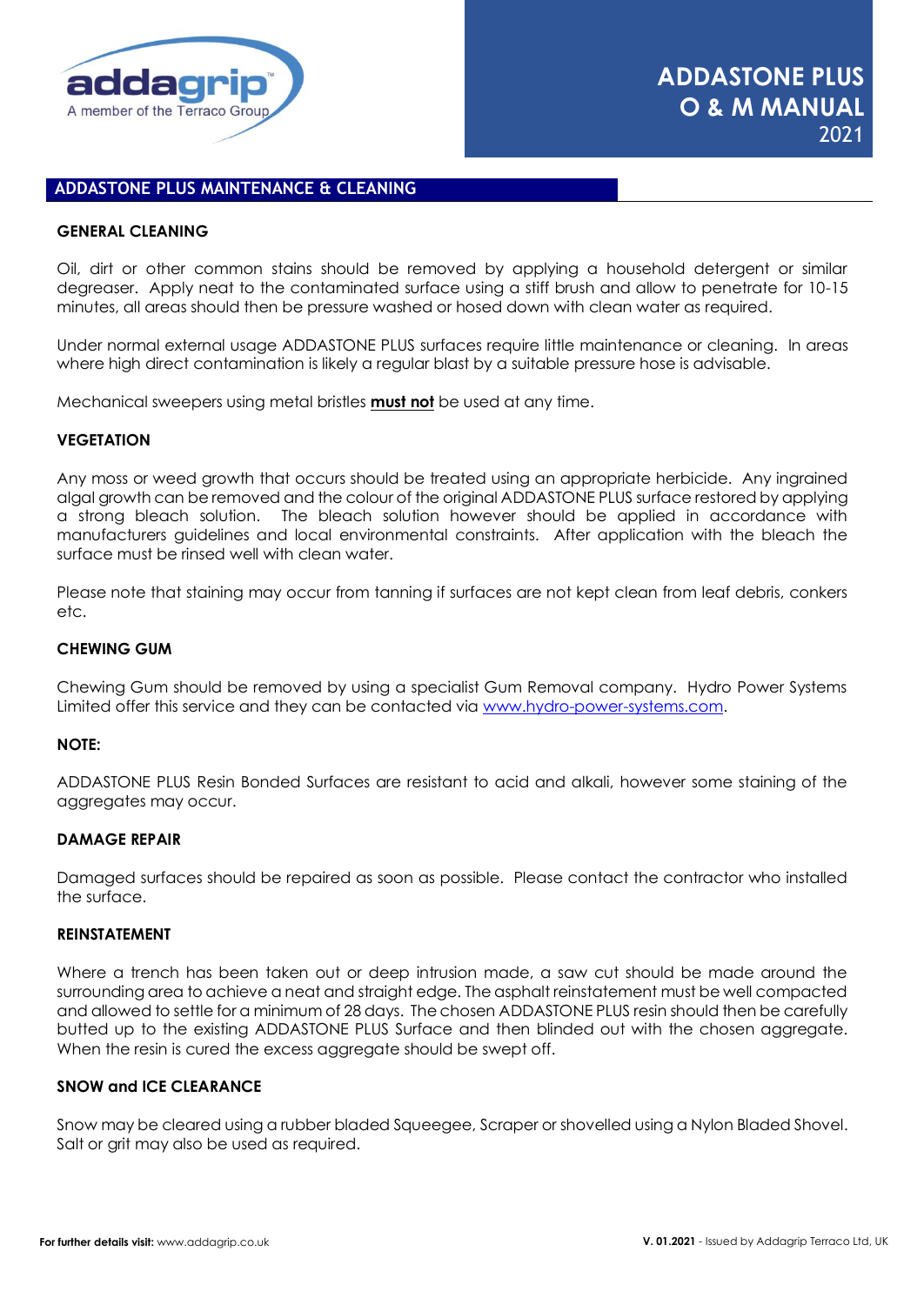## ADDASTONE PLUS MAINTENANCE & CLEANING

### GENERAL CLEANING

Oil, dirt or other common stains should be removed by applying a household detergent or similar degreaser. Apply neat to the contaminated surface using a stiff brush and allow to penetrate for 10-15 minutes, all areas should then be pressure washed or hosed down with clean water as required.

Under normal external usage ADDASTONE PLUS surfaces require little maintenance or cleaning. In areas where high direct contamination is likely a regular blast by a suitable pressure hose is advisable.

Mechanical sweepers using metal bristles **must not** be used at any time.

### VEGETATION

Any moss or weed growth that occurs should be treated using an appropriate herbicide. Any ingrained algal growth can be removed and the colour of the original ADDASTONE PLUS surface restored by applying a strong bleach solution. The bleach solution however should be applied in accordance with manufacturers guidelines and local environmental constraints. After application with the bleach the surface must be rinsed well with clean water.

Please note that staining may occur from tanning if surfaces are not kept clean from leaf debris, conkers etc.

### CHEWING GUM

Chewing Gum should be removed by using a specialist Gum Removal company. Hydro Power Systems Limited offer this service and they can be contacted via www.hydro-power-systems.com.

### NOTE:

ADDASTONE PLUS Resin Bonded Surfaces are resistant to acid and alkali, however some staining of the aggregates may occur.

### DAMAGE REPAIR

Damaged surfaces should be repaired as soon as possible. Please contact the contractor who installed the surface.

### REINSTATEMENT

Where a trench has been taken out or deep intrusion made, a saw cut should be made around the surrounding area to achieve a neat and straight edge. The asphalt reinstatement must be well compacted and allowed to settle for a minimum of 28 days. The chosen ADDASTONE PLUS resin should then be carefully butted up to the existing ADDASTONE PLUS Surface and then blinded out with the chosen aggregate. When the resin is cured the excess aggregate should be swept off.

### SNOW and ICE CLEARANCE

Snow may be cleared using a rubber bladed Squeegee, Scraper or shovelled using a Nylon Bladed Shovel. Salt or grit may also be used as required.